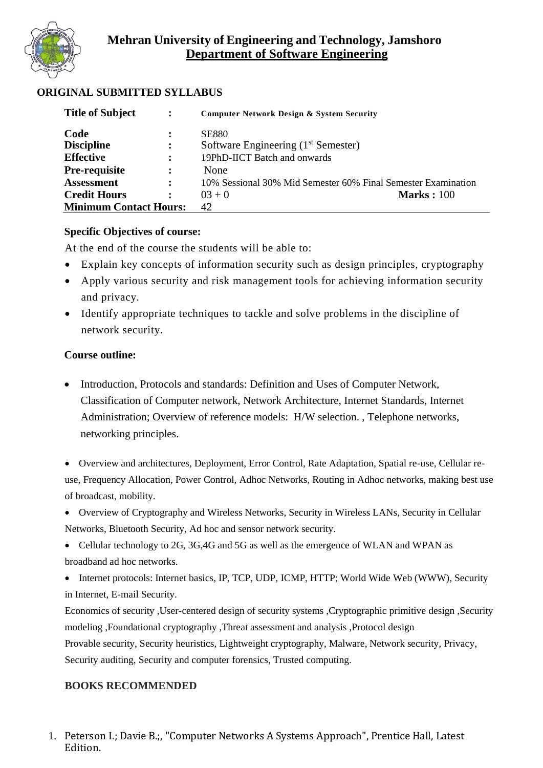# Mehran University of Engineering and Technology, Jamshoro
## Department of Software Engineering

**ORIGINAL SUBMITTED SYLLABUS**

| | | |
|---|---|---|
| **Title of Subject** | : | **Computer Network Design & System Security** |
| **Code** | : | SE880 |
| **Discipline** | : | Software Engineering (1st Semester) |
| **Effective** | : | 19PhD-IICT Batch and onwards |
| **Pre-requisite** | : | None |
| **Assessment** | : | 10% Sessional 30% Mid Semester 60% Final Semester Examination |
| **Credit Hours** | : | 03 + 0 **Marks :** 100 |
| **Minimum Contact Hours:** | | 42 |

**Specific Objectives of course:**

At the end of the course the students will be able to:

- Explain key concepts of information security such as design principles, cryptography
- Apply various security and risk management tools for achieving information security and privacy.
- Identify appropriate techniques to tackle and solve problems in the discipline of network security.

**Course outline:**

- Introduction, Protocols and standards: Definition and Uses of Computer Network, Classification of Computer network, Network Architecture, Internet Standards, Internet Administration; Overview of reference models: H/W selection. , Telephone networks, networking principles.
- Overview and architectures, Deployment, Error Control, Rate Adaptation, Spatial re-use, Cellular re-use, Frequency Allocation, Power Control, Adhoc Networks, Routing in Adhoc networks, making best use of broadcast, mobility.
- Overview of Cryptography and Wireless Networks, Security in Wireless LANs, Security in Cellular Networks, Bluetooth Security, Ad hoc and sensor network security.
- Cellular technology to 2G, 3G,4G and 5G as well as the emergence of WLAN and WPAN as broadband ad hoc networks.
- Internet protocols: Internet basics, IP, TCP, UDP, ICMP, HTTP; World Wide Web (WWW), Security in Internet, E-mail Security.

Economics of security ,User-centered design of security systems ,Cryptographic primitive design ,Security modeling ,Foundational cryptography ,Threat assessment and analysis ,Protocol design

Provable security, Security heuristics, Lightweight cryptography, Malware, Network security, Privacy, Security auditing, Security and computer forensics, Trusted computing.

**BOOKS RECOMMENDED**

1. Peterson I.; Davie B.;, "Computer Networks A Systems Approach", Prentice Hall, Latest Edition.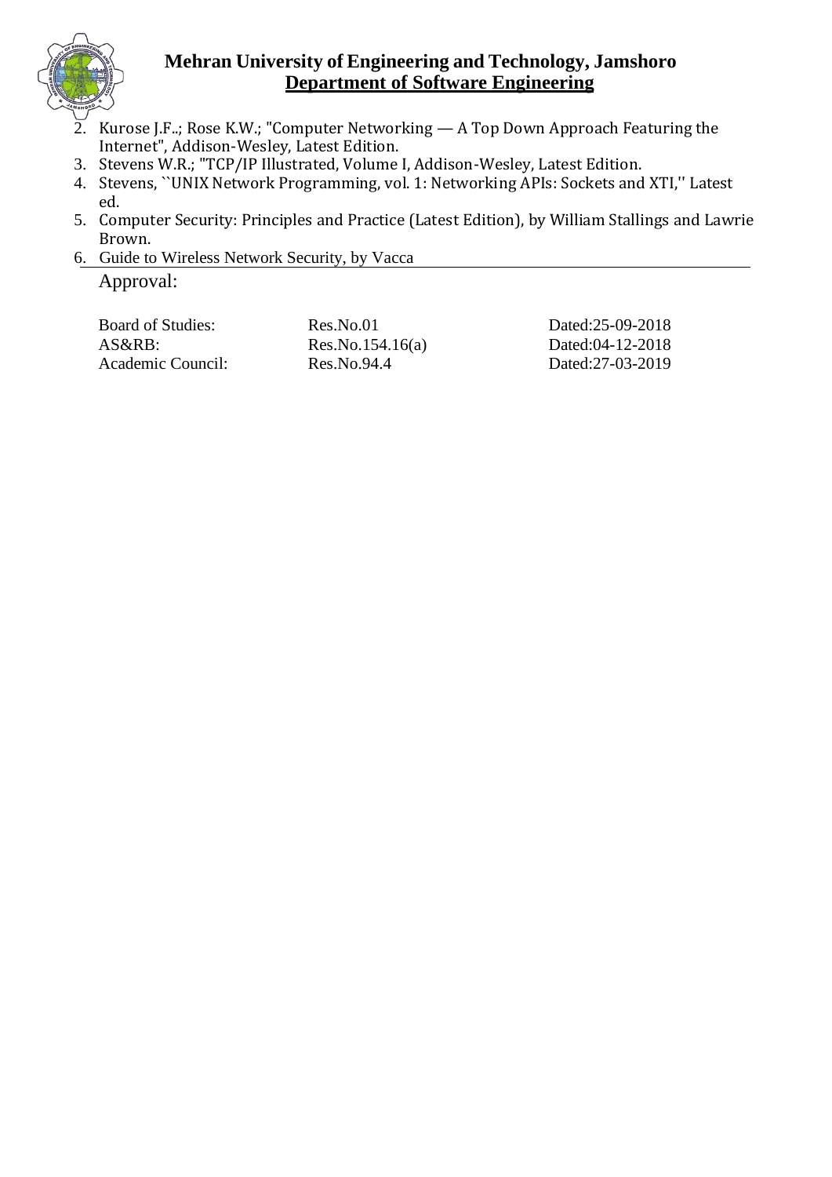2. Kurose J.F..; Rose K.W.; "Computer Networking — A Top Down Approach Featuring the Internet", Addison-Wesley, Latest Edition.
3. Stevens W.R.; "TCP/IP Illustrated, Volume I, Addison-Wesley, Latest Edition.
4. Stevens, ``UNIX Network Programming, vol. 1: Networking APIs: Sockets and XTI,'' Latest ed.
5. Computer Security: Principles and Practice (Latest Edition), by William Stallings and Lawrie Brown.
6. Guide to Wireless Network Security, by Vacca

Approval:

| | | |
|---|---|---|
| Board of Studies: | Res.No.01 | Dated:25-09-2018 |
| AS&RB: | Res.No.154.16(a) | Dated:04-12-2018 |
| Academic Council: | Res.No.94.4 | Dated:27-03-2019 |